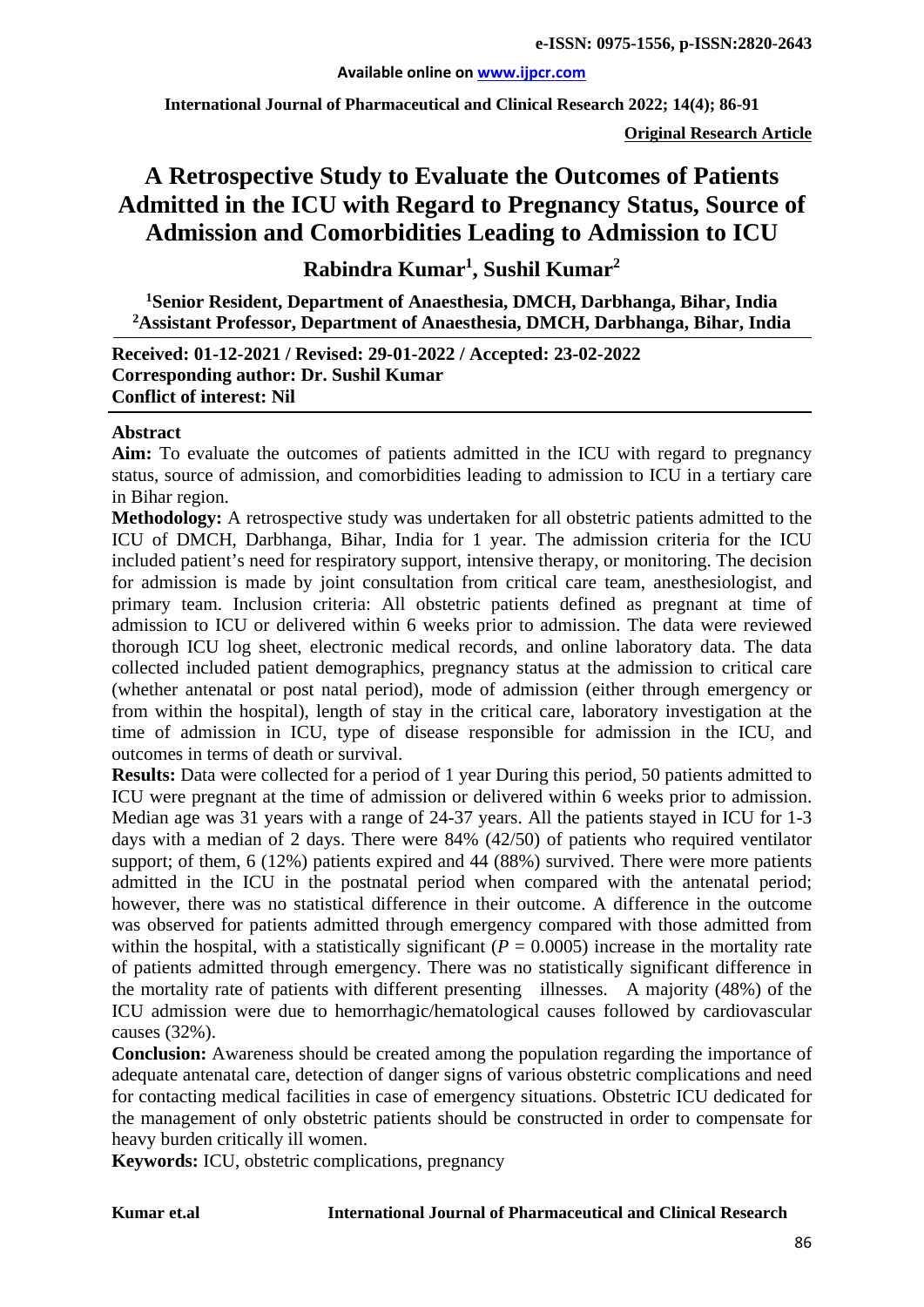**Original Research Article**

# A Retrospective Study to Evaluate the Outcomes of Patients Admitted in the ICU with Regard to Pregnancy Status, Source of Admission and Comorbidities Leading to Admission to ICU

**Rabindra Kumar[1], Sushil Kumar[2]**

[1]Senior Resident, Department of Anaesthesia, DMCH, Darbhanga, Bihar, India
[2]Assistant Professor, Department of Anaesthesia, DMCH, Darbhanga, Bihar, India

**Received: 01-12-2021 / Revised: 29-01-2022 / Accepted: 23-02-2022**
**Corresponding author: Dr. Sushil Kumar**
**Conflict of interest: Nil**

## Abstract

**Aim:** To evaluate the outcomes of patients admitted in the ICU with regard to pregnancy status, source of admission, and comorbidities leading to admission to ICU in a tertiary care in Bihar region.

**Methodology:** A retrospective study was undertaken for all obstetric patients admitted to the ICU of DMCH, Darbhanga, Bihar, India for 1 year. The admission criteria for the ICU included patient's need for respiratory support, intensive therapy, or monitoring. The decision for admission is made by joint consultation from critical care team, anesthesiologist, and primary team. Inclusion criteria: All obstetric patients defined as pregnant at time of admission to ICU or delivered within 6 weeks prior to admission. The data were reviewed thorough ICU log sheet, electronic medical records, and online laboratory data. The data collected included patient demographics, pregnancy status at the admission to critical care (whether antenatal or post natal period), mode of admission (either through emergency or from within the hospital), length of stay in the critical care, laboratory investigation at the time of admission in ICU, type of disease responsible for admission in the ICU, and outcomes in terms of death or survival.

**Results:** Data were collected for a period of 1 year During this period, 50 patients admitted to ICU were pregnant at the time of admission or delivered within 6 weeks prior to admission. Median age was 31 years with a range of 24-37 years. All the patients stayed in ICU for 1-3 days with a median of 2 days. There were 84% (42/50) of patients who required ventilator support; of them, 6 (12%) patients expired and 44 (88%) survived. There were more patients admitted in the ICU in the postnatal period when compared with the antenatal period; however, there was no statistical difference in their outcome. A difference in the outcome was observed for patients admitted through emergency compared with those admitted from within the hospital, with a statistically significant ($P = 0.0005$) increase in the mortality rate of patients admitted through emergency. There was no statistically significant difference in the mortality rate of patients with different presenting illnesses. A majority (48%) of the ICU admission were due to hemorrhagic/hematological causes followed by cardiovascular causes (32%).

**Conclusion:** Awareness should be created among the population regarding the importance of adequate antenatal care, detection of danger signs of various obstetric complications and need for contacting medical facilities in case of emergency situations. Obstetric ICU dedicated for the management of only obstetric patients should be constructed in order to compensate for heavy burden critically ill women.

**Keywords:** ICU, obstetric complications, pregnancy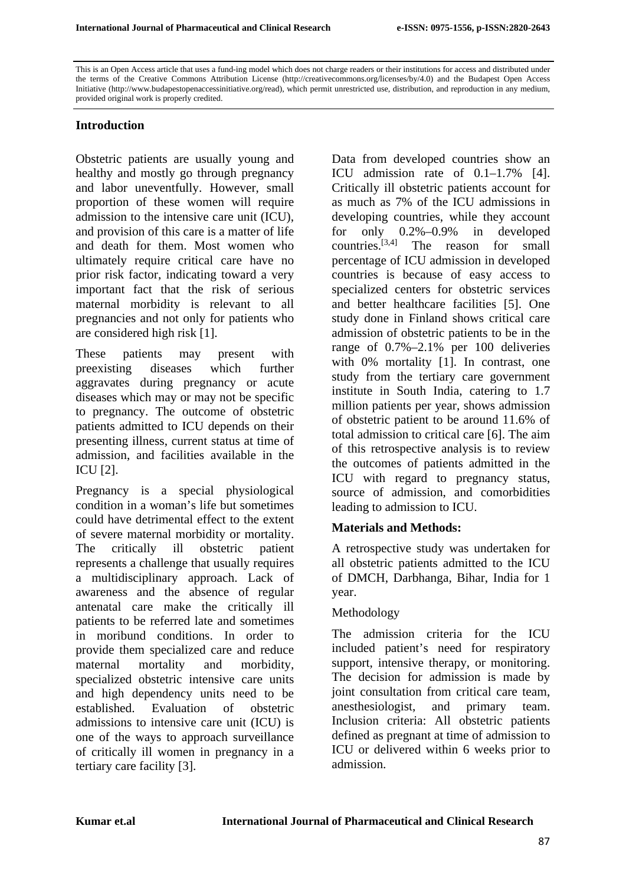This is an Open Access article that uses a fund-ing model which does not charge readers or their institutions for access and distributed under the terms of the Creative Commons Attribution License (http://creativecommons.org/licenses/by/4.0) and the Budapest Open Access Initiative (http://www.budapestopenaccessinitiative.org/read), which permit unrestricted use, distribution, and reproduction in any medium, provided original work is properly credited.

## Introduction

Obstetric patients are usually young and healthy and mostly go through pregnancy and labor uneventfully. However, small proportion of these women will require admission to the intensive care unit (ICU), and provision of this care is a matter of life and death for them. Most women who ultimately require critical care have no prior risk factor, indicating toward a very important fact that the risk of serious maternal morbidity is relevant to all pregnancies and not only for patients who are considered high risk [1].

These patients may present with preexisting diseases which further aggravates during pregnancy or acute diseases which may or may not be specific to pregnancy. The outcome of obstetric patients admitted to ICU depends on their presenting illness, current status at time of admission, and facilities available in the ICU [2].

Pregnancy is a special physiological condition in a woman's life but sometimes could have detrimental effect to the extent of severe maternal morbidity or mortality. The critically ill obstetric patient represents a challenge that usually requires a multidisciplinary approach. Lack of awareness and the absence of regular antenatal care make the critically ill patients to be referred late and sometimes in moribund conditions. In order to provide them specialized care and reduce maternal mortality and morbidity, specialized obstetric intensive care units and high dependency units need to be established. Evaluation of obstetric admissions to intensive care unit (ICU) is one of the ways to approach surveillance of critically ill women in pregnancy in a tertiary care facility [3].

Data from developed countries show an ICU admission rate of 0.1–1.7% [4]. Critically ill obstetric patients account for as much as 7% of the ICU admissions in developing countries, while they account for only 0.2%–0.9% in developed countries.[3,4] The reason for small percentage of ICU admission in developed countries is because of easy access to specialized centers for obstetric services and better healthcare facilities [5]. One study done in Finland shows critical care admission of obstetric patients to be in the range of 0.7%–2.1% per 100 deliveries with 0% mortality [1]. In contrast, one study from the tertiary care government institute in South India, catering to 1.7 million patients per year, shows admission of obstetric patient to be around 11.6% of total admission to critical care [6]. The aim of this retrospective analysis is to review the outcomes of patients admitted in the ICU with regard to pregnancy status, source of admission, and comorbidities leading to admission to ICU.

## Materials and Methods:

A retrospective study was undertaken for all obstetric patients admitted to the ICU of DMCH, Darbhanga, Bihar, India for 1 year.

### Methodology

The admission criteria for the ICU included patient's need for respiratory support, intensive therapy, or monitoring. The decision for admission is made by joint consultation from critical care team, anesthesiologist, and primary team. Inclusion criteria: All obstetric patients defined as pregnant at time of admission to ICU or delivered within 6 weeks prior to admission.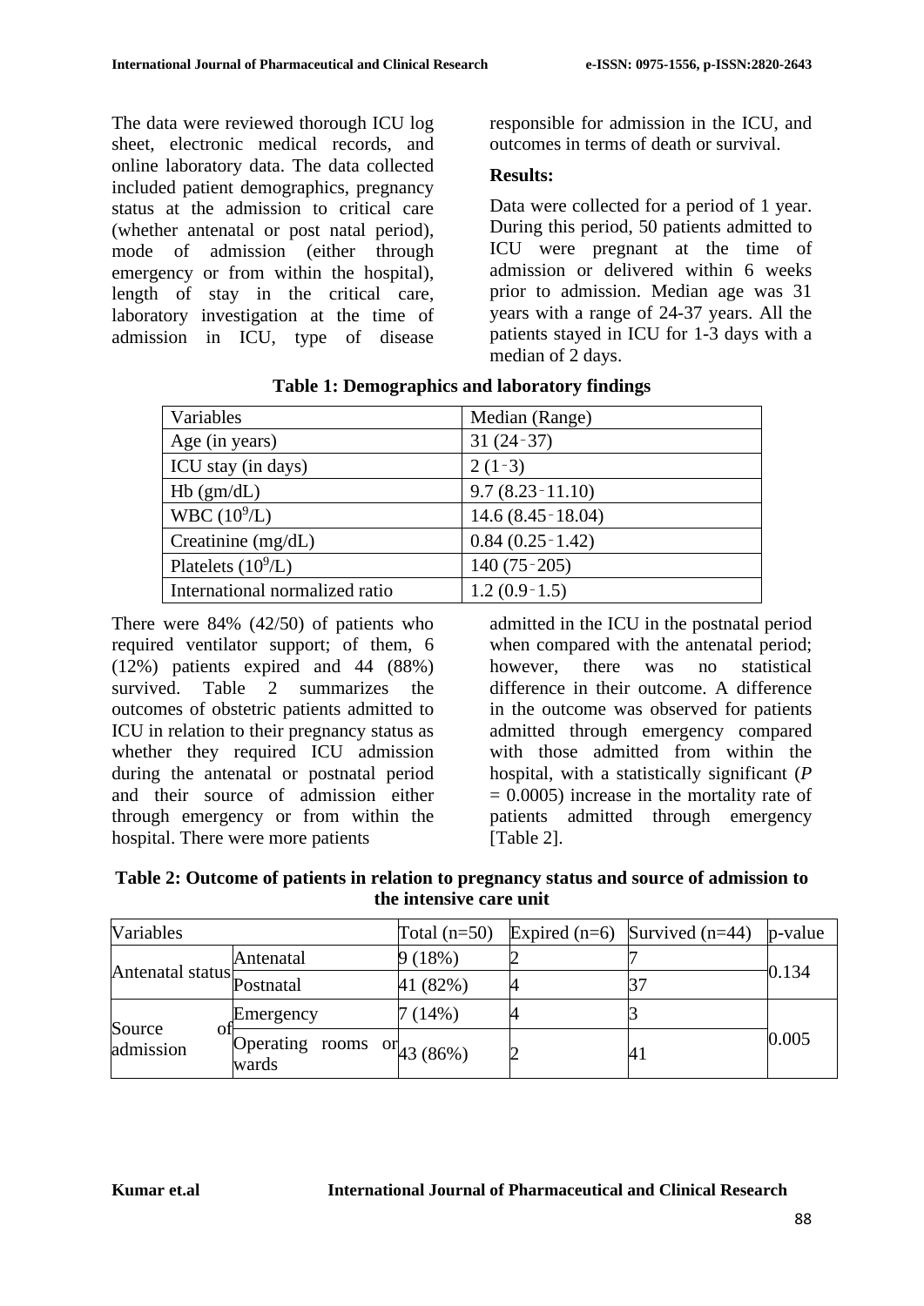The data were reviewed thorough ICU log sheet, electronic medical records, and online laboratory data. The data collected included patient demographics, pregnancy status at the admission to critical care (whether antenatal or post natal period), mode of admission (either through emergency or from within the hospital), length of stay in the critical care, laboratory investigation at the time of admission in ICU, type of disease responsible for admission in the ICU, and outcomes in terms of death or survival.

**Results:**

Data were collected for a period of 1 year. During this period, 50 patients admitted to ICU were pregnant at the time of admission or delivered within 6 weeks prior to admission. Median age was 31 years with a range of 24-37 years. All the patients stayed in ICU for 1-3 days with a median of 2 days.

**Table 1: Demographics and laboratory findings**

| Variables | Median (Range) |
|---|---|
| Age (in years) | 31 (24‑37) |
| ICU stay (in days) | 2 (1‑3) |
| Hb (gm/dL) | 9.7 (8.23‑11.10) |
| WBC ($10^9$/L) | 14.6 (8.45‑18.04) |
| Creatinine (mg/dL) | 0.84 (0.25‑1.42) |
| Platelets ($10^9$/L) | 140 (75‑205) |
| International normalized ratio | 1.2 (0.9‑1.5) |

There were 84% (42/50) of patients who required ventilator support; of them, 6 (12%) patients expired and 44 (88%) survived. Table 2 summarizes the outcomes of obstetric patients admitted to ICU in relation to their pregnancy status as whether they required ICU admission during the antenatal or postnatal period and their source of admission either through emergency or from within the hospital. There were more patients admitted in the ICU in the postnatal period when compared with the antenatal period; however, there was no statistical difference in their outcome. A difference in the outcome was observed for patients admitted through emergency compared with those admitted from within the hospital, with a statistically significant (*P* = 0.0005) increase in the mortality rate of patients admitted through emergency [Table 2].

**Table 2: Outcome of patients in relation to pregnancy status and source of admission to the intensive care unit**

| Variables | | Total (n=50) | Expired (n=6) | Survived (n=44) | p-value |
|---|---|---|---|---|---|
| Antenatal status | Antenatal | 9 (18%) | 2 | 7 | 0.134 |
| | Postnatal | 41 (82%) | 4 | 37 | |
| Source of admission | Emergency | 7 (14%) | 4 | 3 | 0.005 |
| | Operating rooms or wards | 43 (86%) | 2 | 41 | |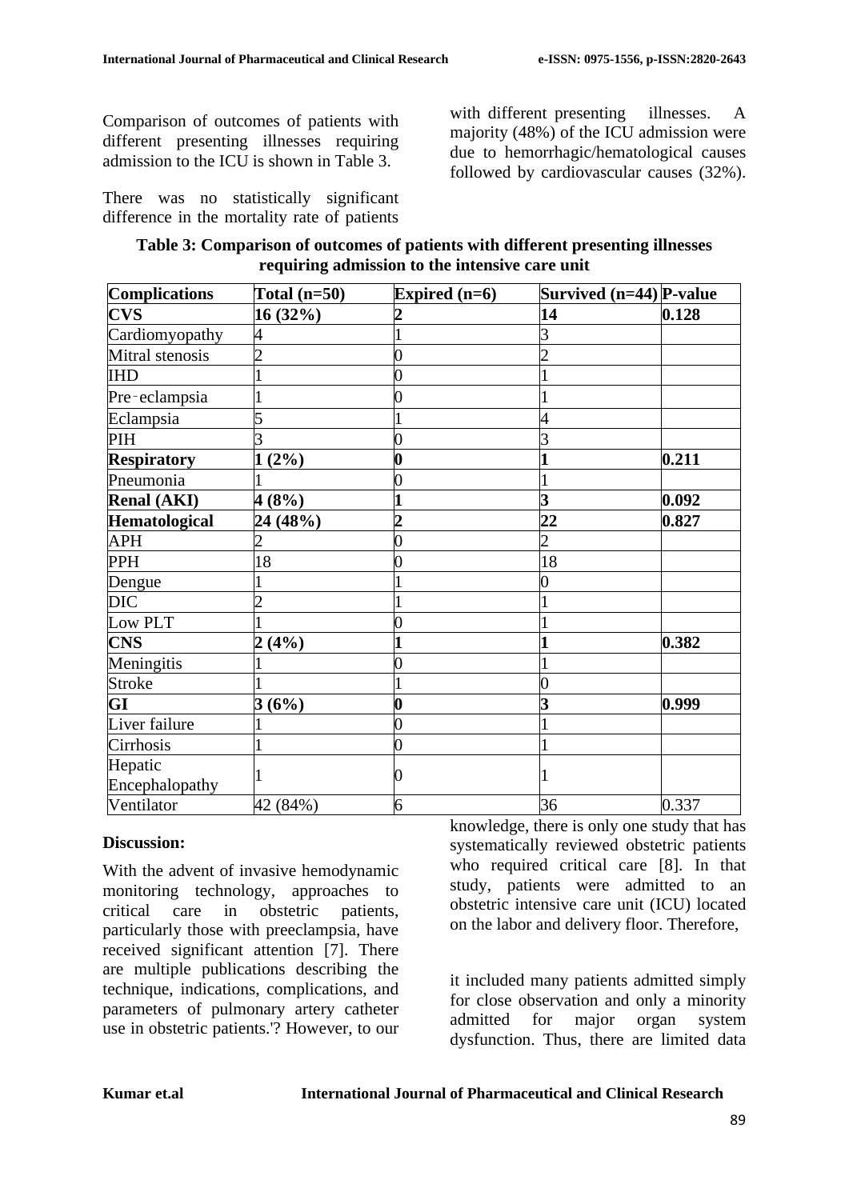Comparison of outcomes of patients with different presenting illnesses requiring admission to the ICU is shown in Table 3.

There was no statistically significant difference in the mortality rate of patients with different presenting illnesses. A majority (48%) of the ICU admission were due to hemorrhagic/hematological causes followed by cardiovascular causes (32%).

**Table 3: Comparison of outcomes of patients with different presenting illnesses requiring admission to the intensive care unit**

| Complications | Total (n=50) | Expired (n=6) | Survived (n=44) | P-value |
|---|---|---|---|---|
| **CVS** | **16 (32%)** | **2** | **14** | **0.128** |
| Cardiomyopathy | 4 | 1 | 3 | |
| Mitral stenosis | 2 | 0 | 2 | |
| IHD | 1 | 0 | 1 | |
| Pre‑eclampsia | 1 | 0 | 1 | |
| Eclampsia | 5 | 1 | 4 | |
| PIH | 3 | 0 | 3 | |
| **Respiratory** | **1 (2%)** | **0** | **1** | **0.211** |
| Pneumonia | 1 | 0 | 1 | |
| **Renal (AKI)** | **4 (8%)** | **1** | **3** | **0.092** |
| **Hematological** | **24 (48%)** | **2** | **22** | **0.827** |
| APH | 2 | 0 | 2 | |
| PPH | 18 | 0 | 18 | |
| Dengue | 1 | 1 | 0 | |
| DIC | 2 | 1 | 1 | |
| Low PLT | 1 | 0 | 1 | |
| **CNS** | **2 (4%)** | **1** | **1** | **0.382** |
| Meningitis | 1 | 0 | 1 | |
| Stroke | 1 | 1 | 0 | |
| **GI** | **3 (6%)** | **0** | **3** | **0.999** |
| Liver failure | 1 | 0 | 1 | |
| Cirrhosis | 1 | 0 | 1 | |
| Hepatic Encephalopathy | 1 | 0 | 1 | |
| Ventilator | 42 (84%) | 6 | 36 | 0.337 |

## Discussion:

With the advent of invasive hemodynamic monitoring technology, approaches to critical care in obstetric patients, particularly those with preeclampsia, have received significant attention [7]. There are multiple publications describing the technique, indications, complications, and parameters of pulmonary artery catheter use in obstetric patients.'? However, to our knowledge, there is only one study that has systematically reviewed obstetric patients who required critical care [8]. In that study, patients were admitted to an obstetric intensive care unit (ICU) located on the labor and delivery floor. Therefore, it included many patients admitted simply for close observation and only a minority admitted for major organ system dysfunction. Thus, there are limited data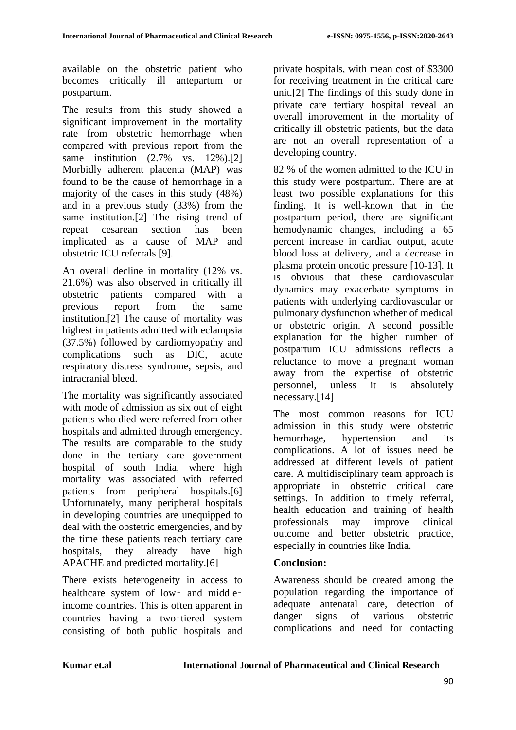available on the obstetric patient who becomes critically ill antepartum or postpartum.

The results from this study showed a significant improvement in the mortality rate from obstetric hemorrhage when compared with previous report from the same institution (2.7% vs. 12%).[2] Morbidly adherent placenta (MAP) was found to be the cause of hemorrhage in a majority of the cases in this study (48%) and in a previous study (33%) from the same institution.[2] The rising trend of repeat cesarean section has been implicated as a cause of MAP and obstetric ICU referrals [9].

An overall decline in mortality (12% vs. 21.6%) was also observed in critically ill obstetric patients compared with a previous report from the same institution.[2] The cause of mortality was highest in patients admitted with eclampsia (37.5%) followed by cardiomyopathy and complications such as DIC, acute respiratory distress syndrome, sepsis, and intracranial bleed.

The mortality was significantly associated with mode of admission as six out of eight patients who died were referred from other hospitals and admitted through emergency. The results are comparable to the study done in the tertiary care government hospital of south India, where high mortality was associated with referred patients from peripheral hospitals.[6] Unfortunately, many peripheral hospitals in developing countries are unequipped to deal with the obstetric emergencies, and by the time these patients reach tertiary care hospitals, they already have high APACHE and predicted mortality.[6]

There exists heterogeneity in access to healthcare system of low‑ and middle‑income countries. This is often apparent in countries having a two‑tiered system consisting of both public hospitals and private hospitals, with mean cost of $3300 for receiving treatment in the critical care unit.[2] The findings of this study done in private care tertiary hospital reveal an overall improvement in the mortality of critically ill obstetric patients, but the data are not an overall representation of a developing country.

82 % of the women admitted to the ICU in this study were postpartum. There are at least two possible explanations for this finding. It is well-known that in the postpartum period, there are significant hemodynamic changes, including a 65 percent increase in cardiac output, acute blood loss at delivery, and a decrease in plasma protein oncotic pressure [10-13]. It is obvious that these cardiovascular dynamics may exacerbate symptoms in patients with underlying cardiovascular or pulmonary dysfunction whether of medical or obstetric origin. A second possible explanation for the higher number of postpartum ICU admissions reflects a reluctance to move a pregnant woman away from the expertise of obstetric personnel, unless it is absolutely necessary.[14]

The most common reasons for ICU admission in this study were obstetric hemorrhage, hypertension and its complications. A lot of issues need be addressed at different levels of patient care. A multidisciplinary team approach is appropriate in obstetric critical care settings. In addition to timely referral, health education and training of health professionals may improve clinical outcome and better obstetric practice, especially in countries like India.

**Conclusion:**

Awareness should be created among the population regarding the importance of adequate antenatal care, detection of danger signs of various obstetric complications and need for contacting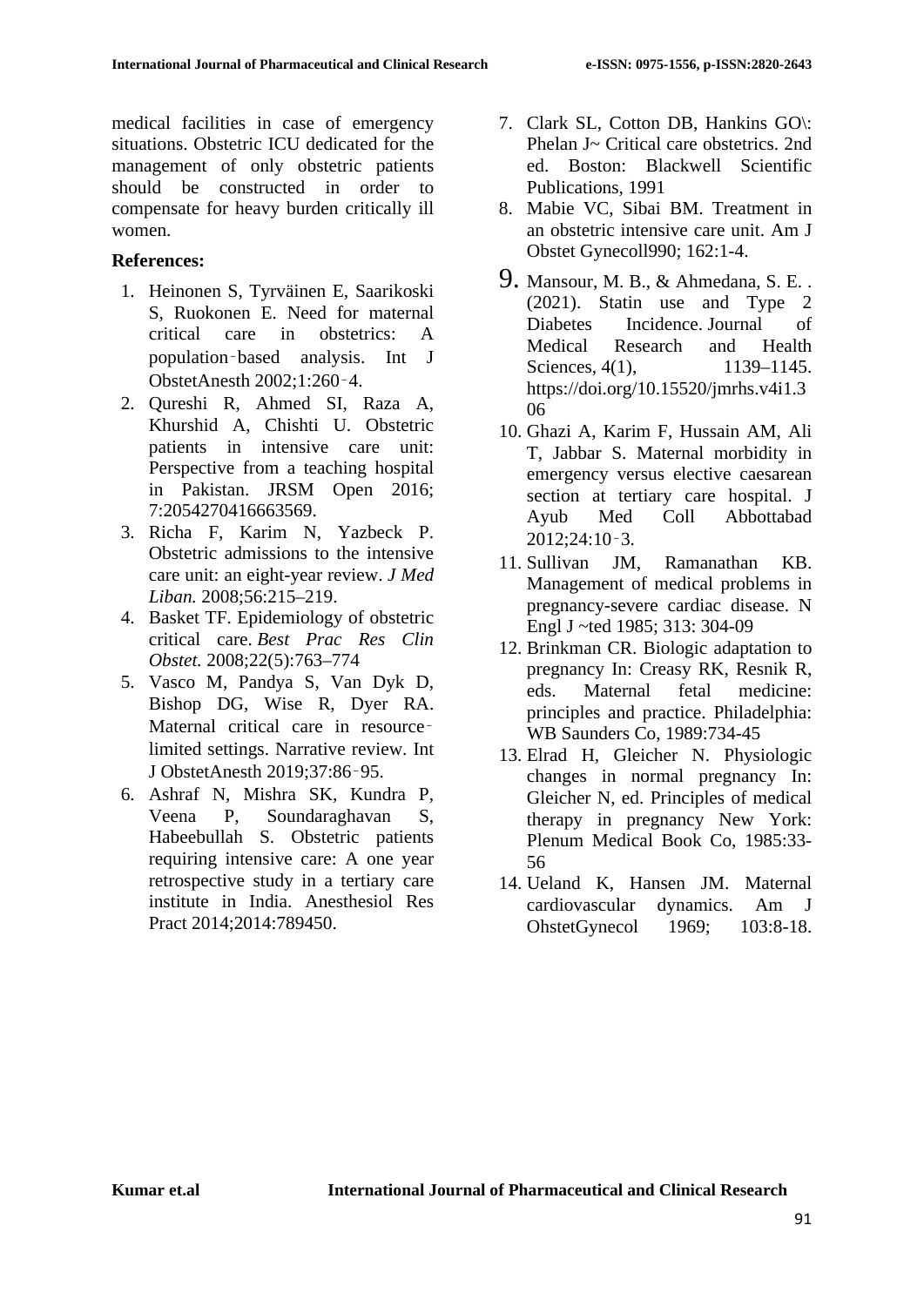medical facilities in case of emergency situations. Obstetric ICU dedicated for the management of only obstetric patients should be constructed in order to compensate for heavy burden critically ill women.

**References:**

1. Heinonen S, Tyrväinen E, Saarikoski S, Ruokonen E. Need for maternal critical care in obstetrics: A population‑based analysis. Int J ObstetAnesth 2002;1:260‑4.
2. Qureshi R, Ahmed SI, Raza A, Khurshid A, Chishti U. Obstetric patients in intensive care unit: Perspective from a teaching hospital in Pakistan. JRSM Open 2016; 7:2054270416663569.
3. Richa F, Karim N, Yazbeck P. Obstetric admissions to the intensive care unit: an eight-year review. *J Med Liban.* 2008;56:215–219.
4. Basket TF. Epidemiology of obstetric critical care. *Best Prac Res Clin Obstet.* 2008;22(5):763–774
5. Vasco M, Pandya S, Van Dyk D, Bishop DG, Wise R, Dyer RA. Maternal critical care in resource‑limited settings. Narrative review. Int J ObstetAnesth 2019;37:86‑95.
6. Ashraf N, Mishra SK, Kundra P, Veena P, Soundaraghavan S, Habeebullah S. Obstetric patients requiring intensive care: A one year retrospective study in a tertiary care institute in India. Anesthesiol Res Pract 2014;2014:789450.
7. Clark SL, Cotton DB, Hankins GO\: Phelan J~ Critical care obstetrics. 2nd ed. Boston: Blackwell Scientific Publications, 1991
8. Mabie VC, Sibai BM. Treatment in an obstetric intensive care unit. Am J Obstet Gynecoll990; 162:1-4.
9. Mansour, M. B., & Ahmedana, S. E. . (2021). Statin use and Type 2 Diabetes Incidence. Journal of Medical Research and Health Sciences, 4(1), 1139–1145. https://doi.org/10.15520/jmrhs.v4i1.306
10. Ghazi A, Karim F, Hussain AM, Ali T, Jabbar S. Maternal morbidity in emergency versus elective caesarean section at tertiary care hospital. J Ayub Med Coll Abbottabad 2012;24:10‑3.
11. Sullivan JM, Ramanathan KB. Management of medical problems in pregnancy-severe cardiac disease. N Engl J ~ted 1985; 313: 304-09
12. Brinkman CR. Biologic adaptation to pregnancy In: Creasy RK, Resnik R, eds. Maternal fetal medicine: principles and practice. Philadelphia: WB Saunders Co, 1989:734-45
13. Elrad H, Gleicher N. Physiologic changes in normal pregnancy In: Gleicher N, ed. Principles of medical therapy in pregnancy New York: Plenum Medical Book Co, 1985:33-56
14. Ueland K, Hansen JM. Maternal cardiovascular dynamics. Am J OhstetGynecol 1969; 103:8-18.